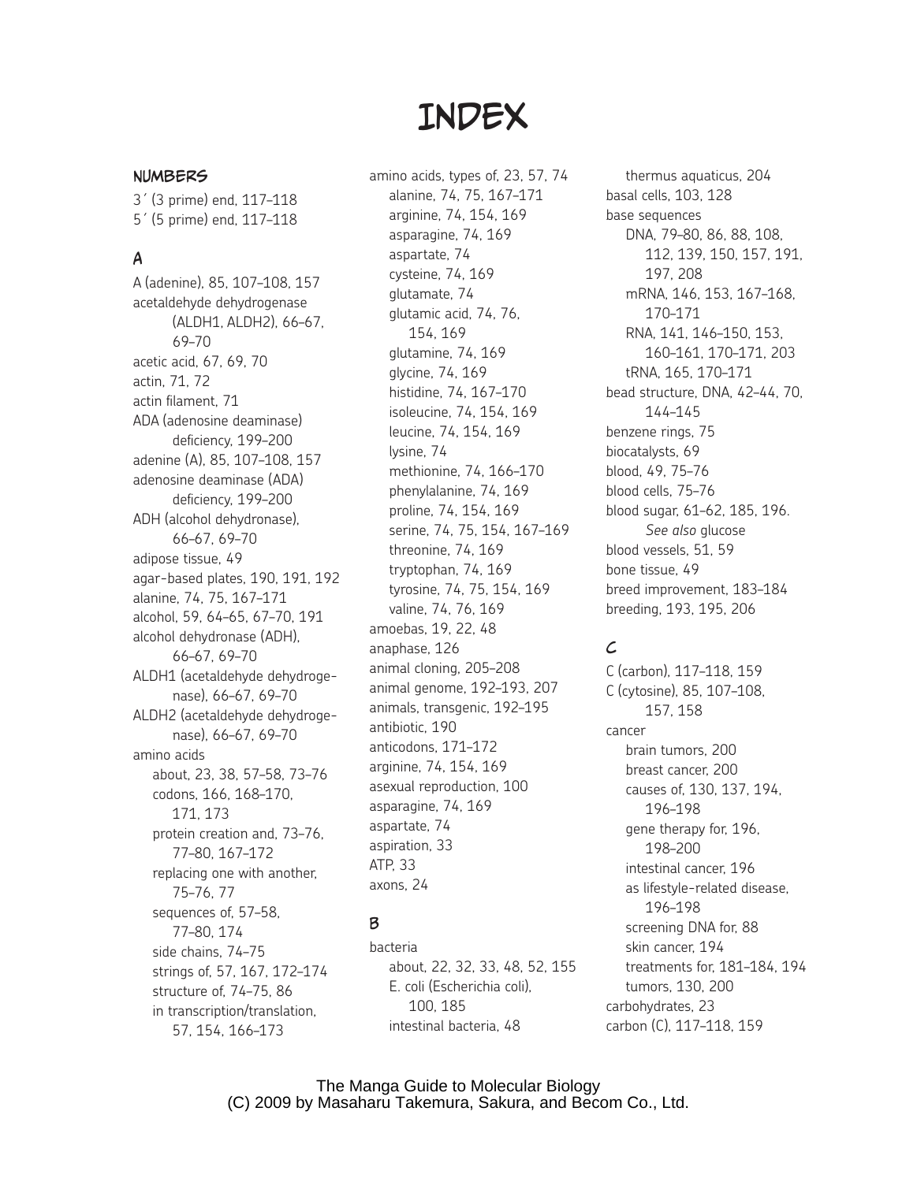# INDEX

## NUMBERS

3′ (3 prime) end, 117–118
5′ (5 prime) end, 117–118

## A

A (adenine), 85, 107–108, 157
acetaldehyde dehydrogenase (ALDH1, ALDH2), 66–67, 69–70
acetic acid, 67, 69, 70
actin, 71, 72
actin filament, 71
ADA (adenosine deaminase) deficiency, 199–200
adenine (A), 85, 107–108, 157
adenosine deaminase (ADA) deficiency, 199–200
ADH (alcohol dehydronase), 66–67, 69–70
adipose tissue, 49
agar-based plates, 190, 191, 192
alanine, 74, 75, 167–171
alcohol, 59, 64–65, 67–70, 191
alcohol dehydronase (ADH), 66–67, 69–70
ALDH1 (acetaldehyde dehydrogenase), 66–67, 69–70
ALDH2 (acetaldehyde dehydrogenase), 66–67, 69–70
amino acids
- about, 23, 38, 57–58, 73–76
- codons, 166, 168–170, 171, 173
- protein creation and, 73–76, 77–80, 167–172
- replacing one with another, 75–76, 77
- sequences of, 57–58, 77–80, 174
- side chains, 74–75
- strings of, 57, 167, 172–174
- structure of, 74–75, 86
- in transcription/translation, 57, 154, 166–173

amino acids, types of, 23, 57, 74
- alanine, 74, 75, 167–171
- arginine, 74, 154, 169
- asparagine, 74, 169
- aspartate, 74
- cysteine, 74, 169
- glutamate, 74
- glutamic acid, 74, 76, 154, 169
- glutamine, 74, 169
- glycine, 74, 169
- histidine, 74, 167–170
- isoleucine, 74, 154, 169
- leucine, 74, 154, 169
- lysine, 74
- methionine, 74, 166–170
- phenylalanine, 74, 169
- proline, 74, 154, 169
- serine, 74, 75, 154, 167–169
- threonine, 74, 169
- tryptophan, 74, 169
- tyrosine, 74, 75, 154, 169
- valine, 74, 76, 169

amoebas, 19, 22, 48
anaphase, 126
animal cloning, 205–208
animal genome, 192–193, 207
animals, transgenic, 192–195
antibiotic, 190
anticodons, 171–172
arginine, 74, 154, 169
asexual reproduction, 100
asparagine, 74, 169
aspartate, 74
aspiration, 33
ATP, 33
axons, 24

## B

bacteria
- about, 22, 32, 33, 48, 52, 155
- E. coli (Escherichia coli), 100, 185
- intestinal bacteria, 48
- thermus aquaticus, 204

basal cells, 103, 128
base sequences
- DNA, 79–80, 86, 88, 108, 112, 139, 150, 157, 191, 197, 208
- mRNA, 146, 153, 167–168, 170–171
- RNA, 141, 146–150, 153, 160–161, 170–171, 203
- tRNA, 165, 170–171

bead structure, DNA, 42–44, 70, 144–145
benzene rings, 75
biocatalysts, 69
blood, 49, 75–76
blood cells, 75–76
blood sugar, 61–62, 185, 196. *See also* glucose
blood vessels, 51, 59
bone tissue, 49
breed improvement, 183–184
breeding, 193, 195, 206

## C

C (carbon), 117–118, 159
C (cytosine), 85, 107–108, 157, 158
cancer
- brain tumors, 200
- breast cancer, 200
- causes of, 130, 137, 194, 196–198
- gene therapy for, 196, 198–200
- intestinal cancer, 196
- as lifestyle-related disease, 196–198
- screening DNA for, 88
- skin cancer, 194
- treatments for, 181–184, 194
- tumors, 130, 200

carbohydrates, 23
carbon (C), 117–118, 159

The Manga Guide to Molecular Biology
(C) 2009 by Masaharu Takemura, Sakura, and Becom Co., Ltd.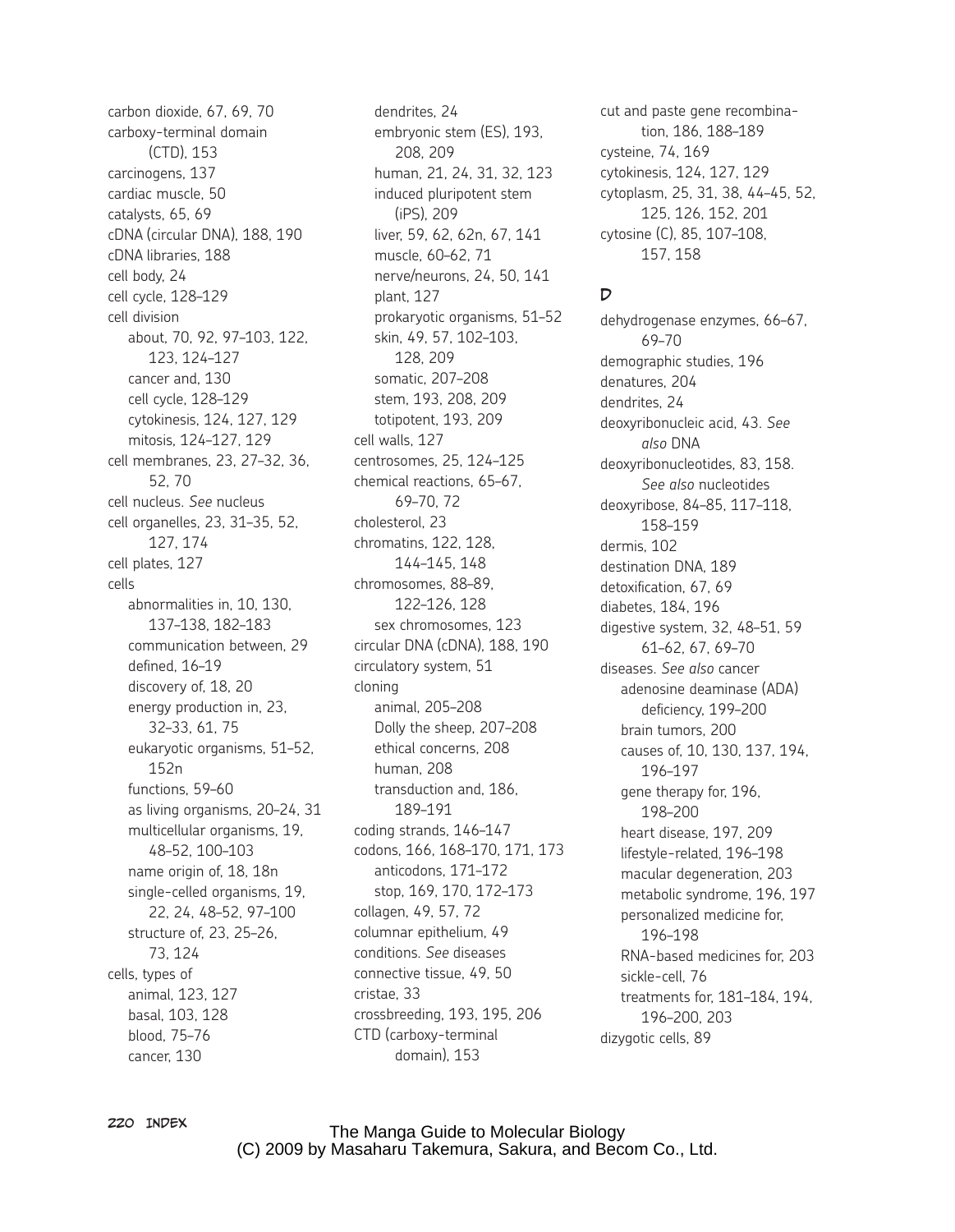carbon dioxide, 67, 69, 70
carboxy-terminal domain (CTD), 153
carcinogens, 137
cardiac muscle, 50
catalysts, 65, 69
cDNA (circular DNA), 188, 190
cDNA libraries, 188
cell body, 24
cell cycle, 128–129
cell division
- about, 70, 92, 97–103, 122, 123, 124–127
- cancer and, 130
- cell cycle, 128–129
- cytokinesis, 124, 127, 129
- mitosis, 124–127, 129

cell membranes, 23, 27–32, 36, 52, 70
cell nucleus. *See* nucleus
cell organelles, 23, 31–35, 52, 127, 174
cell plates, 127
cells
- abnormalities in, 10, 130, 137–138, 182–183
- communication between, 29
- defined, 16–19
- discovery of, 18, 20
- energy production in, 23, 32–33, 61, 75
- eukaryotic organisms, 51–52, 152n
- functions, 59–60
- as living organisms, 20–24, 31
- multicellular organisms, 19, 48–52, 100–103
- name origin of, 18, 18n
- single-celled organisms, 19, 22, 24, 48–52, 97–100
- structure of, 23, 25–26, 73, 124

cells, types of
- animal, 123, 127
- basal, 103, 128
- blood, 75–76
- cancer, 130
- dendrites, 24
- embryonic stem (ES), 193, 208, 209
- human, 21, 24, 31, 32, 123
- induced pluripotent stem (iPS), 209
- liver, 59, 62, 62n, 67, 141
- muscle, 60–62, 71
- nerve/neurons, 24, 50, 141
- plant, 127
- prokaryotic organisms, 51–52
- skin, 49, 57, 102–103, 128, 209
- somatic, 207–208
- stem, 193, 208, 209
- totipotent, 193, 209

cell walls, 127
centrosomes, 25, 124–125
chemical reactions, 65–67, 69–70, 72
cholesterol, 23
chromatins, 122, 128, 144–145, 148
chromosomes, 88–89, 122–126, 128
- sex chromosomes, 123

circular DNA (cDNA), 188, 190
circulatory system, 51
cloning
- animal, 205–208
- Dolly the sheep, 207–208
- ethical concerns, 208
- human, 208
- transduction and, 186, 189–191

coding strands, 146–147
codons, 166, 168–170, 171, 173
- anticodons, 171–172
- stop, 169, 170, 172–173

collagen, 49, 57, 72
columnar epithelium, 49
conditions. *See* diseases
connective tissue, 49, 50
cristae, 33
crossbreeding, 193, 195, 206
CTD (carboxy-terminal domain), 153
cut and paste gene recombination, 186, 188–189
cysteine, 74, 169
cytokinesis, 124, 127, 129
cytoplasm, 25, 31, 38, 44–45, 52, 125, 126, 152, 201
cytosine (C), 85, 107–108, 157, 158

## D

dehydrogenase enzymes, 66–67, 69–70
demographic studies, 196
denatures, 204
dendrites, 24
deoxyribonucleic acid, 43. *See also* DNA
deoxyribonucleotides, 83, 158. *See also* nucleotides
deoxyribose, 84–85, 117–118, 158–159
dermis, 102
destination DNA, 189
detoxification, 67, 69
diabetes, 184, 196
digestive system, 32, 48–51, 59 61–62, 67, 69–70
diseases. *See also* cancer
- adenosine deaminase (ADA) deficiency, 199–200
- brain tumors, 200
- causes of, 10, 130, 137, 194, 196–197
- gene therapy for, 196, 198–200
- heart disease, 197, 209
- lifestyle-related, 196–198
- macular degeneration, 203
- metabolic syndrome, 196, 197
- personalized medicine for, 196–198
- RNA-based medicines for, 203
- sickle-cell, 76
- treatments for, 181–184, 194, 196–200, 203

dizygotic cells, 89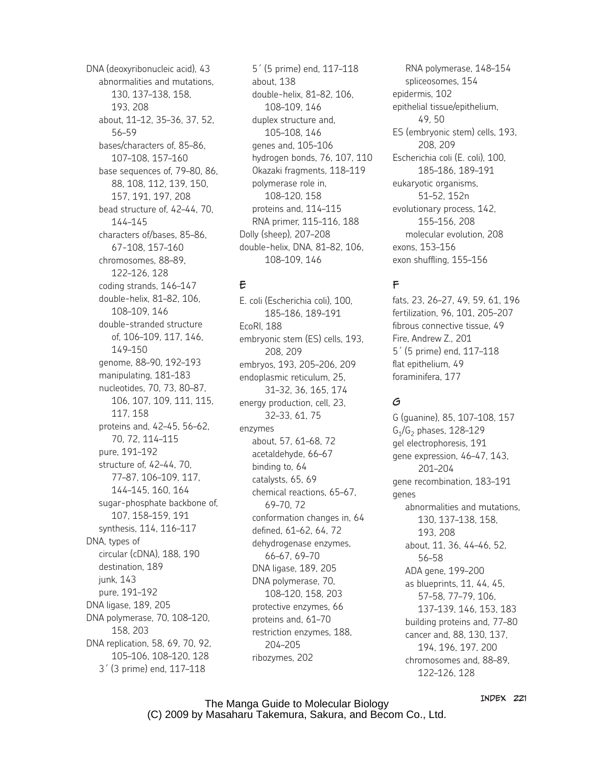DNA (deoxyribonucleic acid), 43
- abnormalities and mutations, 130, 137–138, 158, 193, 208
- about, 11–12, 35–36, 37, 52, 56–59
- bases/characters of, 85–86, 107–108, 157–160
- base sequences of, 79–80, 86, 88, 108, 112, 139, 150, 157, 191, 197, 208
- bead structure of, 42–44, 70, 144–145
- characters of/bases, 85–86, 67-108, 157–160
- chromosomes, 88–89, 122–126, 128
- coding strands, 146–147
- double-helix, 81–82, 106, 108–109, 146
- double-stranded structure of, 106–109, 117, 146, 149–150
- genome, 88–90, 192–193
- manipulating, 181–183
- nucleotides, 70, 73, 80–87, 106, 107, 109, 111, 115, 117, 158
- proteins and, 42–45, 56–62, 70, 72, 114–115
- pure, 191–192
- structure of, 42–44, 70, 77–87, 106–109, 117, 144–145, 160, 164
- sugar-phosphate backbone of, 107, 158–159, 191
- synthesis, 114, 116–117

DNA, types of
- circular (cDNA), 188, 190
- destination, 189
- junk, 143
- pure, 191–192

DNA ligase, 189, 205

DNA polymerase, 70, 108–120, 158, 203

DNA replication, 58, 69, 70, 92, 105–106, 108–120, 128
- 3′ (3 prime) end, 117–118
- 5′ (5 prime) end, 117–118
- about, 138
- double-helix, 81–82, 106, 108–109, 146
- duplex structure and, 105–108, 146
- genes and, 105–106
- hydrogen bonds, 76, 107, 110
- Okazaki fragments, 118–119
- polymerase role in, 108–120, 158
- proteins and, 114–115
- RNA primer, 115–116, 188

Dolly (sheep), 207–208

double-helix, DNA, 81–82, 106, 108–109, 146

## E

E. coli (Escherichia coli), 100, 185–186, 189–191

EcoRI, 188

embryonic stem (ES) cells, 193, 208, 209

embryos, 193, 205–206, 209

endoplasmic reticulum, 25, 31–32, 36, 165, 174

energy production, cell, 23, 32–33, 61, 75

enzymes
- about, 57, 61–68, 72
- acetaldehyde, 66–67
- binding to, 64
- catalysts, 65, 69
- chemical reactions, 65–67, 69–70, 72
- conformation changes in, 64
- defined, 61–62, 64, 72
- dehydrogenase enzymes, 66–67, 69–70
- DNA ligase, 189, 205
- DNA polymerase, 70, 108–120, 158, 203
- protective enzymes, 66
- proteins and, 61–70
- restriction enzymes, 188, 204–205
- ribozymes, 202
- RNA polymerase, 148–154
- spliceosomes, 154

epidermis, 102

epithelial tissue/epithelium, 49, 50

ES (embryonic stem) cells, 193, 208, 209

Escherichia coli (E. coli), 100, 185–186, 189–191

eukaryotic organisms, 51–52, 152n

evolutionary process, 142, 155–156, 208
- molecular evolution, 208

exons, 153–156

exon shuffling, 155–156

## F

fats, 23, 26–27, 49, 59, 61, 196

fertilization, 96, 101, 205–207

fibrous connective tissue, 49

Fire, Andrew Z., 201

5′ (5 prime) end, 117–118

flat epithelium, 49

foraminifera, 177

## G

G (guanine), 85, 107–108, 157

$G_1$/$G_2$ phases, 128–129

gel electrophoresis, 191

gene expression, 46–47, 143, 201–204

gene recombination, 183–191

genes
- abnormalities and mutations, 130, 137–138, 158, 193, 208
- about, 11, 36, 44–46, 52, 56–58
- ADA gene, 199–200
- as blueprints, 11, 44, 45, 57–58, 77–79, 106, 137–139, 146, 153, 183
- building proteins and, 77–80
- cancer and, 88, 130, 137, 194, 196, 197, 200
- chromosomes and, 88–89, 122–126, 128

The Manga Guide to Molecular Biology
(C) 2009 by Masaharu Takemura, Sakura, and Becom Co., Ltd.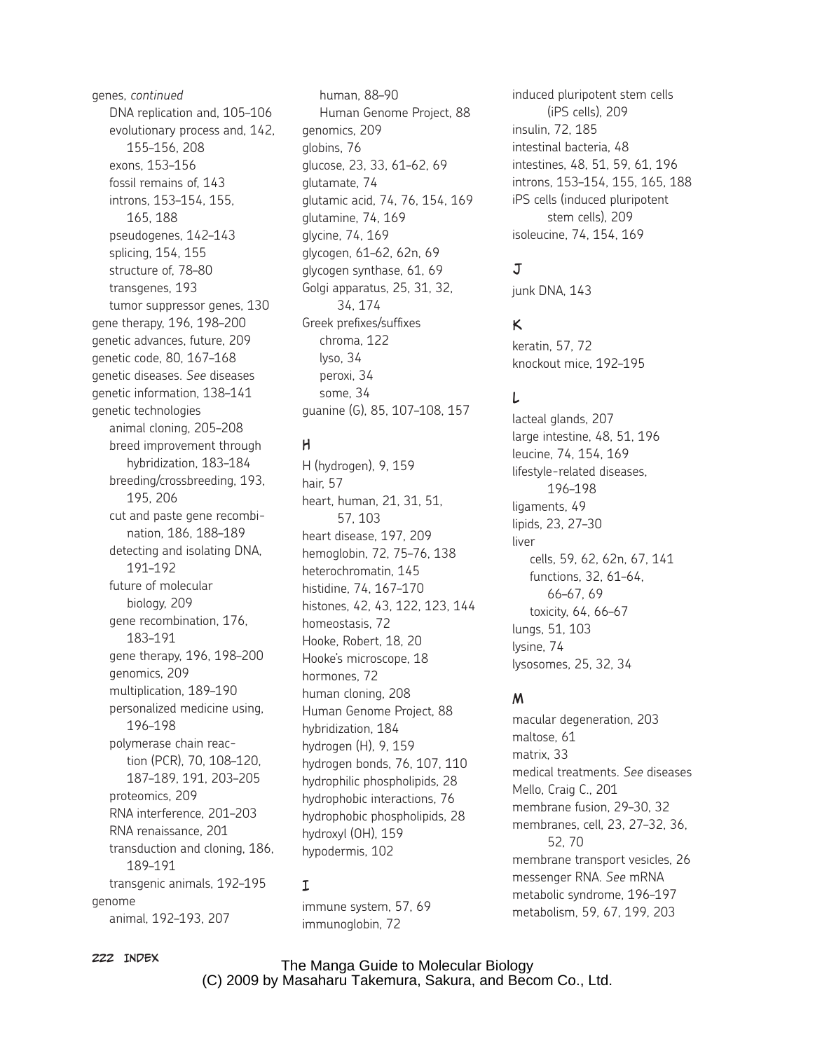genes, *continued*

- DNA replication and, 105–106
- evolutionary process and, 142, 155–156, 208
- exons, 153–156
- fossil remains of, 143
- introns, 153–154, 155, 165, 188
- pseudogenes, 142–143
- splicing, 154, 155
- structure of, 78–80
- transgenes, 193
- tumor suppressor genes, 130

gene therapy, 196, 198–200
genetic advances, future, 209
genetic code, 80, 167–168
genetic diseases. *See* diseases
genetic information, 138–141
genetic technologies

- animal cloning, 205–208
- breed improvement through hybridization, 183–184
- breeding/crossbreeding, 193, 195, 206
- cut and paste gene recombination, 186, 188–189
- detecting and isolating DNA, 191–192
- future of molecular biology, 209
- gene recombination, 176, 183–191
- gene therapy, 196, 198–200
- genomics, 209
- multiplication, 189–190
- personalized medicine using, 196–198
- polymerase chain reaction (PCR), 70, 108–120, 187–189, 191, 203–205
- proteomics, 209
- RNA interference, 201–203
- RNA renaissance, 201
- transduction and cloning, 186, 189–191
- transgenic animals, 192–195

genome

- animal, 192–193, 207
- human, 88–90
- Human Genome Project, 88

genomics, 209
globins, 76
glucose, 23, 33, 61–62, 69
glutamate, 74
glutamic acid, 74, 76, 154, 169
glutamine, 74, 169
glycine, 74, 169
glycogen, 61–62, 62n, 69
glycogen synthase, 61, 69
Golgi apparatus, 25, 31, 32, 34, 174
Greek prefixes/suffixes

- chroma, 122
- lyso, 34
- peroxi, 34
- some, 34

guanine (G), 85, 107–108, 157

## H

H (hydrogen), 9, 159
hair, 57
heart, human, 21, 31, 51, 57, 103
heart disease, 197, 209
hemoglobin, 72, 75–76, 138
heterochromatin, 145
histidine, 74, 167–170
histones, 42, 43, 122, 123, 144
homeostasis, 72
Hooke, Robert, 18, 20
Hooke's microscope, 18
hormones, 72
human cloning, 208
Human Genome Project, 88
hybridization, 184
hydrogen (H), 9, 159
hydrogen bonds, 76, 107, 110
hydrophilic phospholipids, 28
hydrophobic interactions, 76
hydrophobic phospholipids, 28
hydroxyl (OH), 159
hypodermis, 102

## I

immune system, 57, 69
immunoglobin, 72
induced pluripotent stem cells (iPS cells), 209
insulin, 72, 185
intestinal bacteria, 48
intestines, 48, 51, 59, 61, 196
introns, 153–154, 155, 165, 188
iPS cells (induced pluripotent stem cells), 209
isoleucine, 74, 154, 169

## J

junk DNA, 143

## K

keratin, 57, 72
knockout mice, 192–195

## L

lacteal glands, 207
large intestine, 48, 51, 196
leucine, 74, 154, 169
lifestyle-related diseases, 196–198
ligaments, 49
lipids, 23, 27–30
liver

- cells, 59, 62, 62n, 67, 141
- functions, 32, 61–64, 66–67, 69
- toxicity, 64, 66–67

lungs, 51, 103
lysine, 74
lysosomes, 25, 32, 34

## M

macular degeneration, 203
maltose, 61
matrix, 33
medical treatments. *See* diseases
Mello, Craig C., 201
membrane fusion, 29–30, 32
membranes, cell, 23, 27–32, 36, 52, 70
membrane transport vesicles, 26
messenger RNA. *See* mRNA
metabolic syndrome, 196–197
metabolism, 59, 67, 199, 203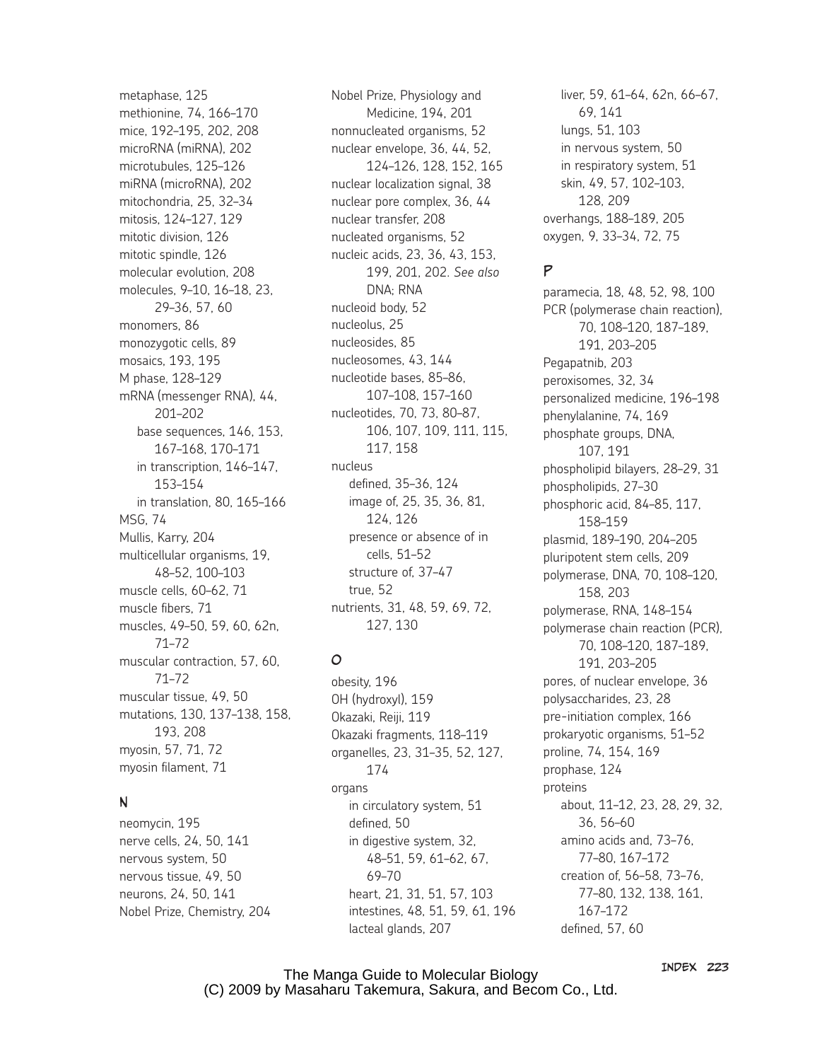metaphase, 125
methionine, 74, 166–170
mice, 192–195, 202, 208
microRNA (miRNA), 202
microtubules, 125–126
miRNA (microRNA), 202
mitochondria, 25, 32–34
mitosis, 124–127, 129
mitotic division, 126
mitotic spindle, 126
molecular evolution, 208
molecules, 9–10, 16–18, 23, 29–36, 57, 60
monomers, 86
monozygotic cells, 89
mosaics, 193, 195
M phase, 128–129
mRNA (messenger RNA), 44, 201–202
- base sequences, 146, 153, 167–168, 170–171
- in transcription, 146–147, 153–154
- in translation, 80, 165–166

MSG, 74
Mullis, Karry, 204
multicellular organisms, 19, 48–52, 100–103
muscle cells, 60–62, 71
muscle fibers, 71
muscles, 49–50, 59, 60, 62n, 71–72
muscular contraction, 57, 60, 71–72
muscular tissue, 49, 50
mutations, 130, 137–138, 158, 193, 208
myosin, 57, 71, 72
myosin filament, 71

## N

neomycin, 195
nerve cells, 24, 50, 141
nervous system, 50
nervous tissue, 49, 50
neurons, 24, 50, 141
Nobel Prize, Chemistry, 204
Nobel Prize, Physiology and Medicine, 194, 201
nonnucleated organisms, 52
nuclear envelope, 36, 44, 52, 124–126, 128, 152, 165
nuclear localization signal, 38
nuclear pore complex, 36, 44
nuclear transfer, 208
nucleated organisms, 52
nucleic acids, 23, 36, 43, 153, 199, 201, 202. *See also* DNA; RNA
nucleoid body, 52
nucleolus, 25
nucleosides, 85
nucleosomes, 43, 144
nucleotide bases, 85–86, 107–108, 157–160
nucleotides, 70, 73, 80–87, 106, 107, 109, 111, 115, 117, 158
nucleus
- defined, 35–36, 124
- image of, 25, 35, 36, 81, 124, 126
- presence or absence of in cells, 51–52
- structure of, 37–47
- true, 52

nutrients, 31, 48, 59, 69, 72, 127, 130

## O

obesity, 196
OH (hydroxyl), 159
Okazaki, Reiji, 119
Okazaki fragments, 118–119
organelles, 23, 31–35, 52, 127, 174
organs
- in circulatory system, 51
- defined, 50
- in digestive system, 32, 48–51, 59, 61–62, 67, 69–70
- heart, 21, 31, 51, 57, 103
- intestines, 48, 51, 59, 61, 196
- lacteal glands, 207
- liver, 59, 61–64, 62n, 66–67, 69, 141
- lungs, 51, 103
- in nervous system, 50
- in respiratory system, 51
- skin, 49, 57, 102–103, 128, 209

overhangs, 188–189, 205
oxygen, 9, 33–34, 72, 75

## P

paramecia, 18, 48, 52, 98, 100
PCR (polymerase chain reaction), 70, 108–120, 187–189, 191, 203–205
Pegapatnib, 203
peroxisomes, 32, 34
personalized medicine, 196–198
phenylalanine, 74, 169
phosphate groups, DNA, 107, 191
phospholipid bilayers, 28–29, 31
phospholipids, 27–30
phosphoric acid, 84–85, 117, 158–159
plasmid, 189–190, 204–205
pluripotent stem cells, 209
polymerase, DNA, 70, 108–120, 158, 203
polymerase, RNA, 148–154
polymerase chain reaction (PCR), 70, 108–120, 187–189, 191, 203–205
pores, of nuclear envelope, 36
polysaccharides, 23, 28
pre-initiation complex, 166
prokaryotic organisms, 51–52
proline, 74, 154, 169
prophase, 124
proteins
- about, 11–12, 23, 28, 29, 32, 36, 56–60
- amino acids and, 73–76, 77–80, 167–172
- creation of, 56–58, 73–76, 77–80, 132, 138, 161, 167–172
- defined, 57, 60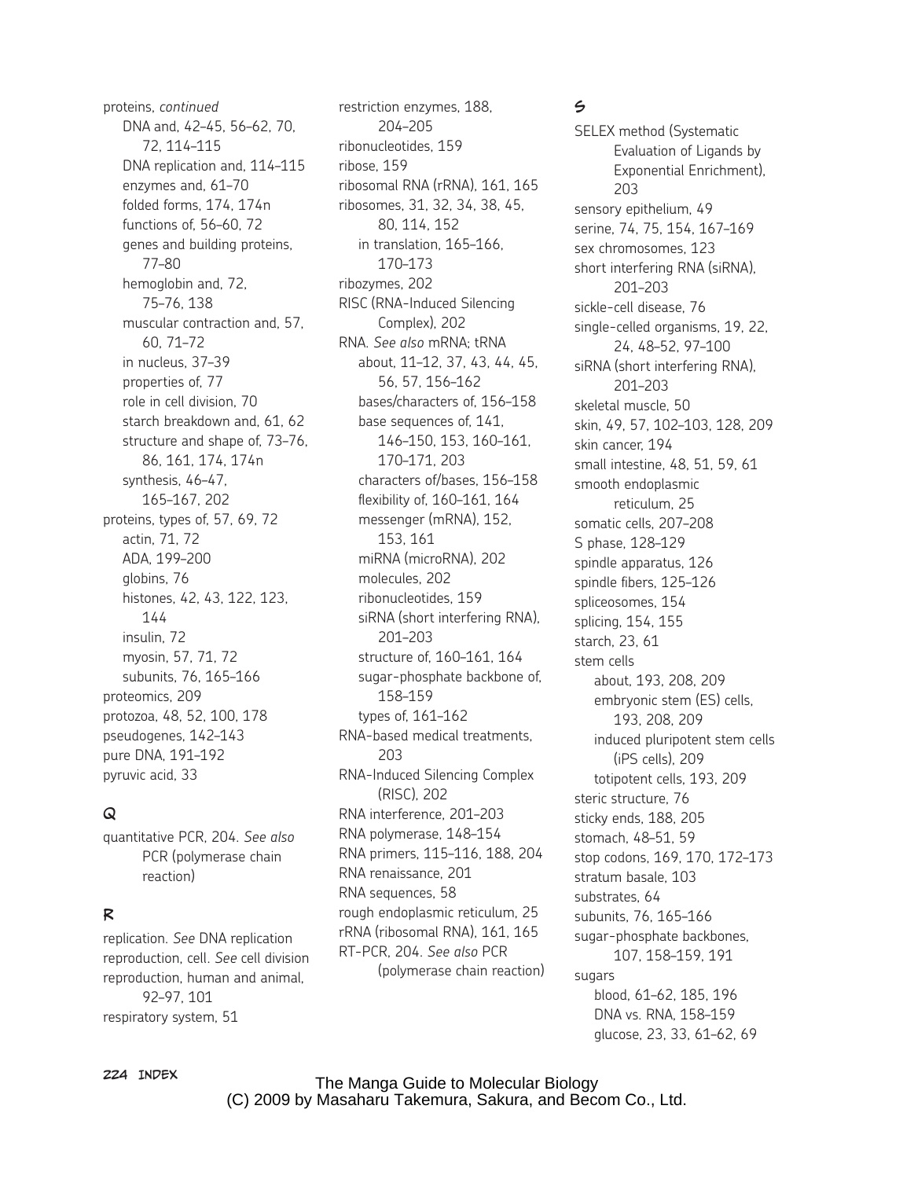proteins, *continued*
- DNA and, 42–45, 56–62, 70, 72, 114–115
- DNA replication and, 114–115
- enzymes and, 61–70
- folded forms, 174, 174n
- functions of, 56–60, 72
- genes and building proteins, 77–80
- hemoglobin and, 72, 75–76, 138
- muscular contraction and, 57, 60, 71–72
- in nucleus, 37–39
- properties of, 77
- role in cell division, 70
- starch breakdown and, 61, 62
- structure and shape of, 73–76, 86, 161, 174, 174n
- synthesis, 46–47, 165–167, 202

proteins, types of, 57, 69, 72
- actin, 71, 72
- ADA, 199–200
- globins, 76
- histones, 42, 43, 122, 123, 144
- insulin, 72
- myosin, 57, 71, 72
- subunits, 76, 165–166

proteomics, 209
protozoa, 48, 52, 100, 178
pseudogenes, 142–143
pure DNA, 191–192
pyruvic acid, 33

## Q

quantitative PCR, 204. *See also* PCR (polymerase chain reaction)

## R

replication. *See* DNA replication
reproduction, cell. *See* cell division
reproduction, human and animal, 92–97, 101
respiratory system, 51
restriction enzymes, 188, 204–205
ribonucleotides, 159
ribose, 159
ribosomal RNA (rRNA), 161, 165
ribosomes, 31, 32, 34, 38, 45, 80, 114, 152
- in translation, 165–166, 170–173

ribozymes, 202
RISC (RNA-Induced Silencing Complex), 202
RNA. *See also* mRNA; tRNA
- about, 11–12, 37, 43, 44, 45, 56, 57, 156–162
- bases/characters of, 156–158
- base sequences of, 141, 146–150, 153, 160–161, 170–171, 203
- characters of/bases, 156–158
- flexibility of, 160–161, 164
- messenger (mRNA), 152, 153, 161
- miRNA (microRNA), 202
- molecules, 202
- ribonucleotides, 159
- siRNA (short interfering RNA), 201–203
- structure of, 160–161, 164
- sugar-phosphate backbone of, 158–159
- types of, 161–162

RNA-based medical treatments, 203
RNA-Induced Silencing Complex (RISC), 202
RNA interference, 201–203
RNA polymerase, 148–154
RNA primers, 115–116, 188, 204
RNA renaissance, 201
RNA sequences, 58
rough endoplasmic reticulum, 25
rRNA (ribosomal RNA), 161, 165
RT-PCR, 204. *See also* PCR (polymerase chain reaction)

## S

SELEX method (Systematic Evaluation of Ligands by Exponential Enrichment), 203
sensory epithelium, 49
serine, 74, 75, 154, 167–169
sex chromosomes, 123
short interfering RNA (siRNA), 201–203
sickle-cell disease, 76
single-celled organisms, 19, 22, 24, 48–52, 97–100
siRNA (short interfering RNA), 201–203
skeletal muscle, 50
skin, 49, 57, 102–103, 128, 209
skin cancer, 194
small intestine, 48, 51, 59, 61
smooth endoplasmic reticulum, 25
somatic cells, 207–208
S phase, 128–129
spindle apparatus, 126
spindle fibers, 125–126
spliceosomes, 154
splicing, 154, 155
starch, 23, 61
stem cells
- about, 193, 208, 209
- embryonic stem (ES) cells, 193, 208, 209
- induced pluripotent stem cells (iPS cells), 209
- totipotent cells, 193, 209

steric structure, 76
sticky ends, 188, 205
stomach, 48–51, 59
stop codons, 169, 170, 172–173
stratum basale, 103
substrates, 64
subunits, 76, 165–166
sugar-phosphate backbones, 107, 158–159, 191
sugars
- blood, 61–62, 185, 196
- DNA vs. RNA, 158–159
- glucose, 23, 33, 61–62, 69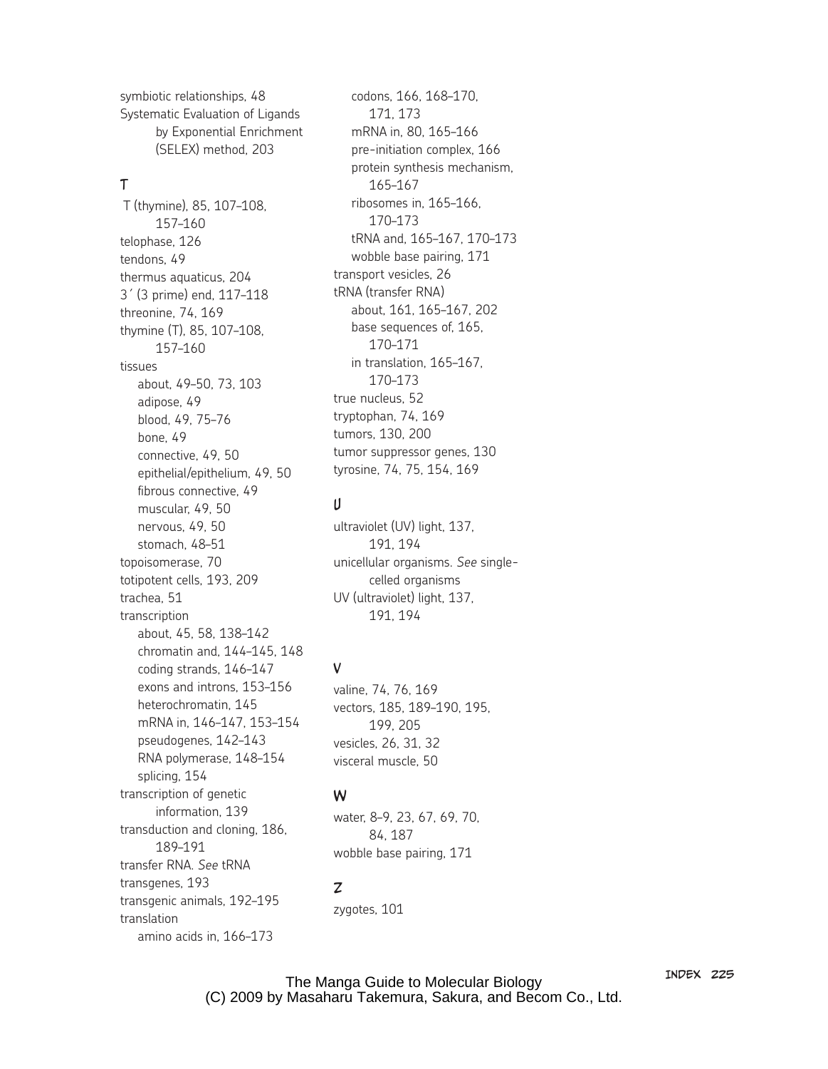symbiotic relationships, 48
Systematic Evaluation of Ligands by Exponential Enrichment (SELEX) method, 203

## T

T (thymine), 85, 107–108, 157–160
telophase, 126
tendons, 49
thermus aquaticus, 204
3′ (3 prime) end, 117–118
threonine, 74, 169
thymine (T), 85, 107–108, 157–160
tissues
- about, 49–50, 73, 103
- adipose, 49
- blood, 49, 75–76
- bone, 49
- connective, 49, 50
- epithelial/epithelium, 49, 50
- fibrous connective, 49
- muscular, 49, 50
- nervous, 49, 50
- stomach, 48–51

topoisomerase, 70
totipotent cells, 193, 209
trachea, 51
transcription
- about, 45, 58, 138–142
- chromatin and, 144–145, 148
- coding strands, 146–147
- exons and introns, 153–156
- heterochromatin, 145
- mRNA in, 146–147, 153–154
- pseudogenes, 142–143
- RNA polymerase, 148–154
- splicing, 154

transcription of genetic information, 139
transduction and cloning, 186, 189–191
transfer RNA. *See* tRNA
transgenes, 193
transgenic animals, 192–195
translation
- amino acids in, 166–173
- codons, 166, 168–170, 171, 173
- mRNA in, 80, 165–166
- pre-initiation complex, 166
- protein synthesis mechanism, 165–167
- ribosomes in, 165–166, 170–173
- tRNA and, 165–167, 170–173
- wobble base pairing, 171

transport vesicles, 26
tRNA (transfer RNA)
- about, 161, 165–167, 202
- base sequences of, 165, 170–171
- in translation, 165–167, 170–173

true nucleus, 52
tryptophan, 74, 169
tumors, 130, 200
tumor suppressor genes, 130
tyrosine, 74, 75, 154, 169

## U

ultraviolet (UV) light, 137, 191, 194
unicellular organisms. *See* single-celled organisms
UV (ultraviolet) light, 137, 191, 194

## V

valine, 74, 76, 169
vectors, 185, 189–190, 195, 199, 205
vesicles, 26, 31, 32
visceral muscle, 50

## W

water, 8–9, 23, 67, 69, 70, 84, 187
wobble base pairing, 171

## Z

zygotes, 101

The Manga Guide to Molecular Biology
(C) 2009 by Masaharu Takemura, Sakura, and Becom Co., Ltd.